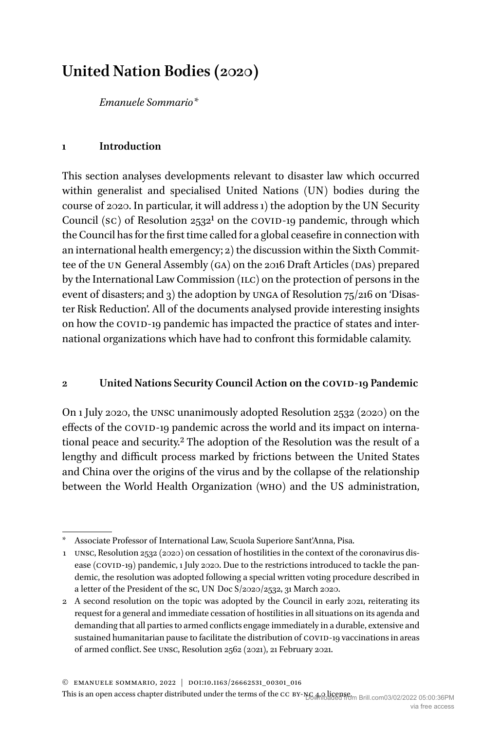# United Nation Bodies (2020)

*Emanuele Sommario*[*]

## 1 Introduction

This section analyses developments relevant to disaster law which occurred within generalist and specialised United Nations (UN) bodies during the course of 2020. In particular, it will address 1) the adoption by the UN Security Council (SC) of Resolution 2532[1] on the COVID-19 pandemic, through which the Council has for the first time called for a global ceasefire in connection with an international health emergency; 2) the discussion within the Sixth Committee of the UN General Assembly (GA) on the 2016 Draft Articles (DAS) prepared by the International Law Commission (ILC) on the protection of persons in the event of disasters; and 3) the adoption by UNGA of Resolution 75/216 on 'Disaster Risk Reduction'. All of the documents analysed provide interesting insights on how the COVID-19 pandemic has impacted the practice of states and international organizations which have had to confront this formidable calamity.

## 2 United Nations Security Council Action on the COVID-19 Pandemic

On 1 July 2020, the UNSC unanimously adopted Resolution 2532 (2020) on the effects of the COVID-19 pandemic across the world and its impact on international peace and security.[2] The adoption of the Resolution was the result of a lengthy and difficult process marked by frictions between the United States and China over the origins of the virus and by the collapse of the relationship between the World Health Organization (WHO) and the US administration,

---

\* Associate Professor of International Law, Scuola Superiore Sant'Anna, Pisa.

1 UNSC, Resolution 2532 (2020) on cessation of hostilities in the context of the coronavirus disease (COVID-19) pandemic, 1 July 2020. Due to the restrictions introduced to tackle the pandemic, the resolution was adopted following a special written voting procedure described in a letter of the President of the SC, UN Doc S/2020/2532, 31 March 2020.

2 A second resolution on the topic was adopted by the Council in early 2021, reiterating its request for a general and immediate cessation of hostilities in all situations on its agenda and demanding that all parties to armed conflicts engage immediately in a durable, extensive and sustained humanitarian pause to facilitate the distribution of COVID-19 vaccinations in areas of armed conflict. See UNSC, Resolution 2562 (2021), 21 February 2021.

© Emanuele Sommario, 2022 | DOI:10.1163/26662531_00301_016

This is an open access chapter distributed under the terms of the CC BY-NC 4.0 license.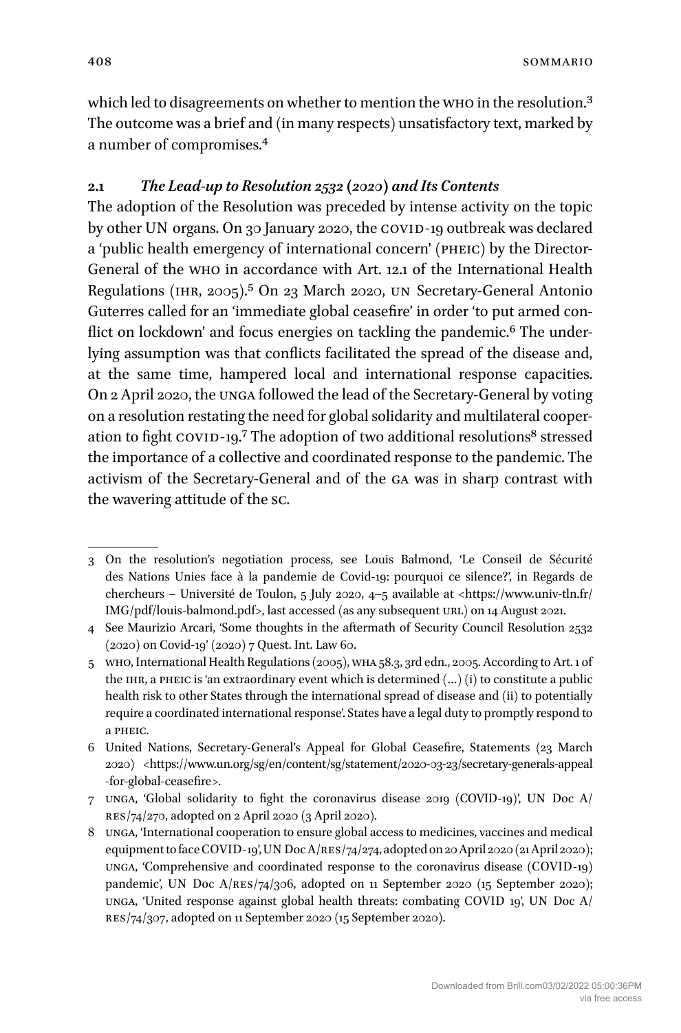which led to disagreements on whether to mention the WHO in the resolution.[3] The outcome was a brief and (in many respects) unsatisfactory text, marked by a number of compromises.[4]

### 2.1 *The Lead-up to Resolution 2532 (2020) and Its Contents*

The adoption of the Resolution was preceded by intense activity on the topic by other UN organs. On 30 January 2020, the COVID-19 outbreak was declared a 'public health emergency of international concern' (PHEIC) by the Director-General of the WHO in accordance with Art. 12.1 of the International Health Regulations (IHR, 2005).[5] On 23 March 2020, UN Secretary-General Antonio Guterres called for an 'immediate global ceasefire' in order 'to put armed conflict on lockdown' and focus energies on tackling the pandemic.[6] The underlying assumption was that conflicts facilitated the spread of the disease and, at the same time, hampered local and international response capacities. On 2 April 2020, the UNGA followed the lead of the Secretary-General by voting on a resolution restating the need for global solidarity and multilateral cooperation to fight COVID-19.[7] The adoption of two additional resolutions[8] stressed the importance of a collective and coordinated response to the pandemic. The activism of the Secretary-General and of the GA was in sharp contrast with the wavering attitude of the SC.

---

3 On the resolution's negotiation process, see Louis Balmond, 'Le Conseil de Sécurité des Nations Unies face à la pandemie de Covid-19: pourquoi ce silence?', in Regards de chercheurs – Université de Toulon, 5 July 2020, 4–5 available at <https://www.univ-tln.fr/IMG/pdf/louis-balmond.pdf>, last accessed (as any subsequent URL) on 14 August 2021.

4 See Maurizio Arcari, 'Some thoughts in the aftermath of Security Council Resolution 2532 (2020) on Covid-19' (2020) 7 Quest. Int. Law 60.

5 WHO, International Health Regulations (2005), WHA 58.3, 3rd edn., 2005. According to Art. 1 of the IHR, a PHEIC is 'an extraordinary event which is determined (…) (i) to constitute a public health risk to other States through the international spread of disease and (ii) to potentially require a coordinated international response'. States have a legal duty to promptly respond to a PHEIC.

6 United Nations, Secretary-General's Appeal for Global Ceasefire, Statements (23 March 2020) <https://www.un.org/sg/en/content/sg/statement/2020-03-23/secretary-generals-appeal-for-global-ceasefire>.

7 UNGA, 'Global solidarity to fight the coronavirus disease 2019 (COVID-19)', UN Doc A/RES/74/270, adopted on 2 April 2020 (3 April 2020).

8 UNGA, 'International cooperation to ensure global access to medicines, vaccines and medical equipment to face COVID-19', UN Doc A/RES/74/274, adopted on 20 April 2020 (21 April 2020); UNGA, 'Comprehensive and coordinated response to the coronavirus disease (COVID-19) pandemic', UN Doc A/RES/74/306, adopted on 11 September 2020 (15 September 2020); UNGA, 'United response against global health threats: combating COVID 19', UN Doc A/RES/74/307, adopted on 11 September 2020 (15 September 2020).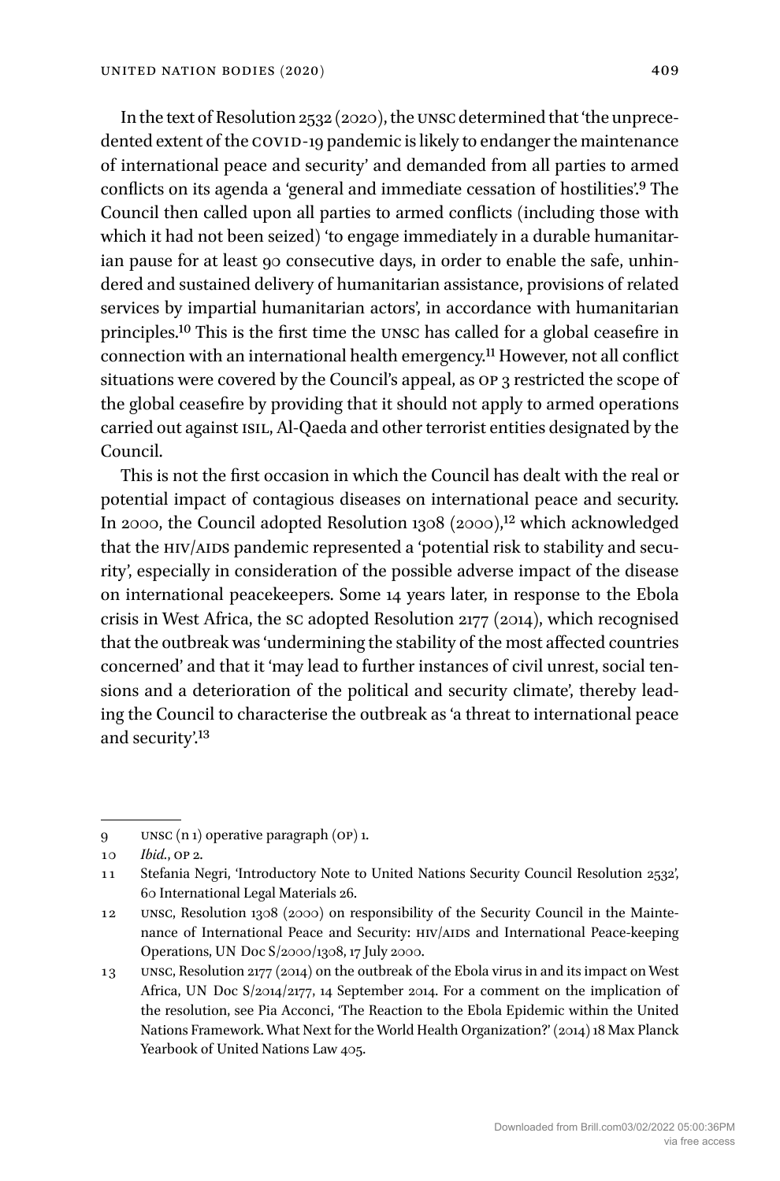In the text of Resolution 2532 (2020), the UNSC determined that 'the unprecedented extent of the COVID-19 pandemic is likely to endanger the maintenance of international peace and security' and demanded from all parties to armed conflicts on its agenda a 'general and immediate cessation of hostilities'.[9] The Council then called upon all parties to armed conflicts (including those with which it had not been seized) 'to engage immediately in a durable humanitarian pause for at least 90 consecutive days, in order to enable the safe, unhindered and sustained delivery of humanitarian assistance, provisions of related services by impartial humanitarian actors', in accordance with humanitarian principles.[10] This is the first time the UNSC has called for a global ceasefire in connection with an international health emergency.[11] However, not all conflict situations were covered by the Council's appeal, as OP 3 restricted the scope of the global ceasefire by providing that it should not apply to armed operations carried out against ISIL, Al-Qaeda and other terrorist entities designated by the Council.

This is not the first occasion in which the Council has dealt with the real or potential impact of contagious diseases on international peace and security. In 2000, the Council adopted Resolution 1308 (2000),[12] which acknowledged that the HIV/AIDS pandemic represented a 'potential risk to stability and security', especially in consideration of the possible adverse impact of the disease on international peacekeepers. Some 14 years later, in response to the Ebola crisis in West Africa, the SC adopted Resolution 2177 (2014), which recognised that the outbreak was 'undermining the stability of the most affected countries concerned' and that it 'may lead to further instances of civil unrest, social tensions and a deterioration of the political and security climate', thereby leading the Council to characterise the outbreak as 'a threat to international peace and security'.[13]

---

9 UNSC (n 1) operative paragraph (OP) 1.

10 *Ibid.*, OP 2.

11 Stefania Negri, 'Introductory Note to United Nations Security Council Resolution 2532', 60 International Legal Materials 26.

12 UNSC, Resolution 1308 (2000) on responsibility of the Security Council in the Maintenance of International Peace and Security: HIV/AIDS and International Peace-keeping Operations, UN Doc S/2000/1308, 17 July 2000.

13 UNSC, Resolution 2177 (2014) on the outbreak of the Ebola virus in and its impact on West Africa, UN Doc S/2014/2177, 14 September 2014. For a comment on the implication of the resolution, see Pia Acconci, 'The Reaction to the Ebola Epidemic within the United Nations Framework. What Next for the World Health Organization?' (2014) 18 Max Planck Yearbook of United Nations Law 405.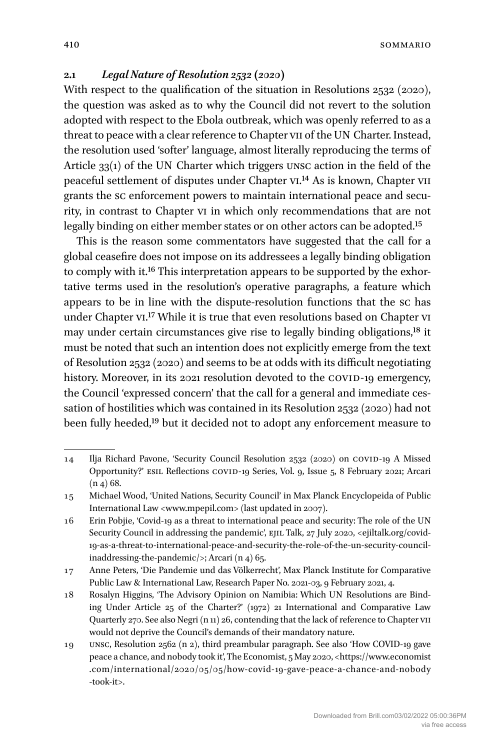### 2.1 *Legal Nature of Resolution 2532 (2020)*

With respect to the qualification of the situation in Resolutions 2532 (2020), the question was asked as to why the Council did not revert to the solution adopted with respect to the Ebola outbreak, which was openly referred to as a threat to peace with a clear reference to Chapter VII of the UN Charter. Instead, the resolution used 'softer' language, almost literally reproducing the terms of Article 33(1) of the UN Charter which triggers UNSC action in the field of the peaceful settlement of disputes under Chapter VI.[14] As is known, Chapter VII grants the SC enforcement powers to maintain international peace and security, in contrast to Chapter VI in which only recommendations that are not legally binding on either member states or on other actors can be adopted.[15]

This is the reason some commentators have suggested that the call for a global ceasefire does not impose on its addressees a legally binding obligation to comply with it.[16] This interpretation appears to be supported by the exhortative terms used in the resolution's operative paragraphs, a feature which appears to be in line with the dispute-resolution functions that the SC has under Chapter VI.[17] While it is true that even resolutions based on Chapter VI may under certain circumstances give rise to legally binding obligations,[18] it must be noted that such an intention does not explicitly emerge from the text of Resolution 2532 (2020) and seems to be at odds with its difficult negotiating history. Moreover, in its 2021 resolution devoted to the COVID-19 emergency, the Council 'expressed concern' that the call for a general and immediate cessation of hostilities which was contained in its Resolution 2532 (2020) had not been fully heeded,[19] but it decided not to adopt any enforcement measure to

---

14 Ilja Richard Pavone, 'Security Council Resolution 2532 (2020) on COVID-19 A Missed Opportunity?' ESIL Reflections COVID-19 Series, Vol. 9, Issue 5, 8 February 2021; Arcari (n 4) 68.

15 Michael Wood, 'United Nations, Security Council' in Max Planck Encyclopeida of Public International Law <www.mpepil.com> (last updated in 2007).

16 Erin Pobjie, 'Covid-19 as a threat to international peace and security: The role of the UN Security Council in addressing the pandemic', EJIL Talk, 27 July 2020, <ejiltalk.org/covid-19-as-a-threat-to-international-peace-and-security-the-role-of-the-un-security-council-inaddressing-the-pandemic/>; Arcari (n 4) 65.

17 Anne Peters, 'Die Pandemie und das Völkerrecht', Max Planck Institute for Comparative Public Law & International Law, Research Paper No. 2021-03, 9 February 2021, 4.

18 Rosalyn Higgins, 'The Advisory Opinion on Namibia: Which UN Resolutions are Binding Under Article 25 of the Charter?' (1972) 21 International and Comparative Law Quarterly 270. See also Negri (n 11) 26, contending that the lack of reference to Chapter VII would not deprive the Council's demands of their mandatory nature.

19 UNSC, Resolution 2562 (n 2), third preambular paragraph. See also 'How COVID-19 gave peace a chance, and nobody took it', The Economist, 5 May 2020, <https://www.economist.com/international/2020/05/05/how-covid-19-gave-peace-a-chance-and-nobody-took-it>.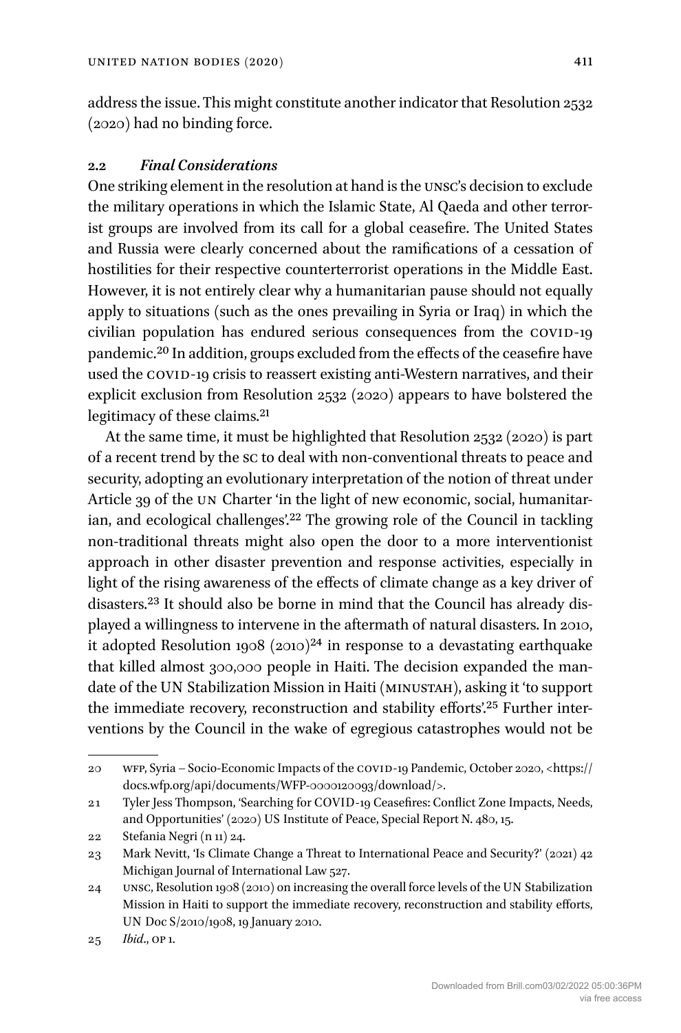address the issue. This might constitute another indicator that Resolution 2532 (2020) had no binding force.

### 2.2 *Final Considerations*

One striking element in the resolution at hand is the UNSC's decision to exclude the military operations in which the Islamic State, Al Qaeda and other terrorist groups are involved from its call for a global ceasefire. The United States and Russia were clearly concerned about the ramifications of a cessation of hostilities for their respective counterterrorist operations in the Middle East. However, it is not entirely clear why a humanitarian pause should not equally apply to situations (such as the ones prevailing in Syria or Iraq) in which the civilian population has endured serious consequences from the COVID-19 pandemic.[20] In addition, groups excluded from the effects of the ceasefire have used the COVID-19 crisis to reassert existing anti-Western narratives, and their explicit exclusion from Resolution 2532 (2020) appears to have bolstered the legitimacy of these claims.[21]

At the same time, it must be highlighted that Resolution 2532 (2020) is part of a recent trend by the SC to deal with non-conventional threats to peace and security, adopting an evolutionary interpretation of the notion of threat under Article 39 of the UN Charter 'in the light of new economic, social, humanitarian, and ecological challenges'.[22] The growing role of the Council in tackling non-traditional threats might also open the door to a more interventionist approach in other disaster prevention and response activities, especially in light of the rising awareness of the effects of climate change as a key driver of disasters.[23] It should also be borne in mind that the Council has already displayed a willingness to intervene in the aftermath of natural disasters. In 2010, it adopted Resolution 1908 (2010)[24] in response to a devastating earthquake that killed almost 300,000 people in Haiti. The decision expanded the mandate of the UN Stabilization Mission in Haiti (MINUSTAH), asking it 'to support the immediate recovery, reconstruction and stability efforts'.[25] Further interventions by the Council in the wake of egregious catastrophes would not be

---

20 WFP, Syria – Socio-Economic Impacts of the COVID-19 Pandemic, October 2020, <https://docs.wfp.org/api/documents/WFP-0000120093/download/>.

21 Tyler Jess Thompson, 'Searching for COVID-19 Ceasefires: Conflict Zone Impacts, Needs, and Opportunities' (2020) US Institute of Peace, Special Report N. 480, 15.

22 Stefania Negri (n 11) 24.

23 Mark Nevitt, 'Is Climate Change a Threat to International Peace and Security?' (2021) 42 Michigan Journal of International Law 527.

24 UNSC, Resolution 1908 (2010) on increasing the overall force levels of the UN Stabilization Mission in Haiti to support the immediate recovery, reconstruction and stability efforts, UN Doc S/2010/1908, 19 January 2010.

25 *Ibid.*, OP 1.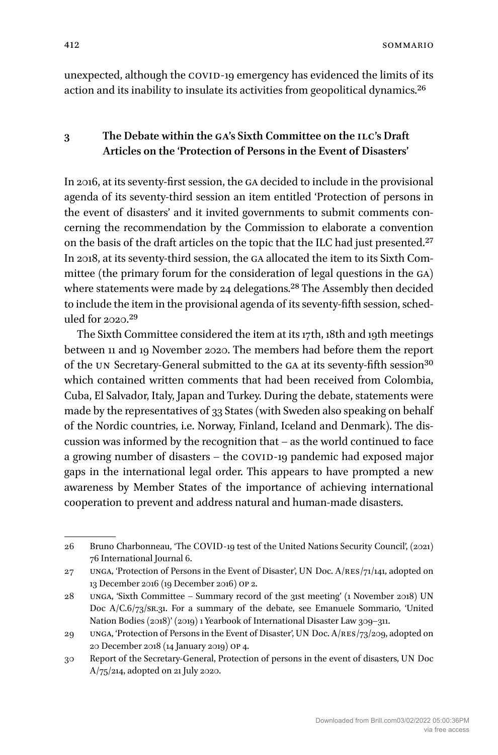unexpected, although the COVID-19 emergency has evidenced the limits of its action and its inability to insulate its activities from geopolitical dynamics.[26]

## 3 The Debate within the GA's Sixth Committee on the ILC's Draft Articles on the 'Protection of Persons in the Event of Disasters'

In 2016, at its seventy-first session, the GA decided to include in the provisional agenda of its seventy-third session an item entitled 'Protection of persons in the event of disasters' and it invited governments to submit comments concerning the recommendation by the Commission to elaborate a convention on the basis of the draft articles on the topic that the ILC had just presented.[27] In 2018, at its seventy-third session, the GA allocated the item to its Sixth Committee (the primary forum for the consideration of legal questions in the GA) where statements were made by 24 delegations.[28] The Assembly then decided to include the item in the provisional agenda of its seventy-fifth session, scheduled for 2020.[29]

The Sixth Committee considered the item at its 17th, 18th and 19th meetings between 11 and 19 November 2020. The members had before them the report of the UN Secretary-General submitted to the GA at its seventy-fifth session[30] which contained written comments that had been received from Colombia, Cuba, El Salvador, Italy, Japan and Turkey. During the debate, statements were made by the representatives of 33 States (with Sweden also speaking on behalf of the Nordic countries, i.e. Norway, Finland, Iceland and Denmark). The discussion was informed by the recognition that – as the world continued to face a growing number of disasters – the COVID-19 pandemic had exposed major gaps in the international legal order. This appears to have prompted a new awareness by Member States of the importance of achieving international cooperation to prevent and address natural and human-made disasters.

---

26 Bruno Charbonneau, 'The COVID-19 test of the United Nations Security Council', (2021) 76 International Journal 6.

27 UNGA, 'Protection of Persons in the Event of Disaster', UN Doc. A/RES/71/141, adopted on 13 December 2016 (19 December 2016) OP 2.

28 UNGA, 'Sixth Committee – Summary record of the 31st meeting' (1 November 2018) UN Doc A/C.6/73/SR.31. For a summary of the debate, see Emanuele Sommario, 'United Nation Bodies (2018)' (2019) 1 Yearbook of International Disaster Law 309–311.

29 UNGA, 'Protection of Persons in the Event of Disaster', UN Doc. A/RES/73/209, adopted on 20 December 2018 (14 January 2019) OP 4.

30 Report of the Secretary-General, Protection of persons in the event of disasters, UN Doc A/75/214, adopted on 21 July 2020.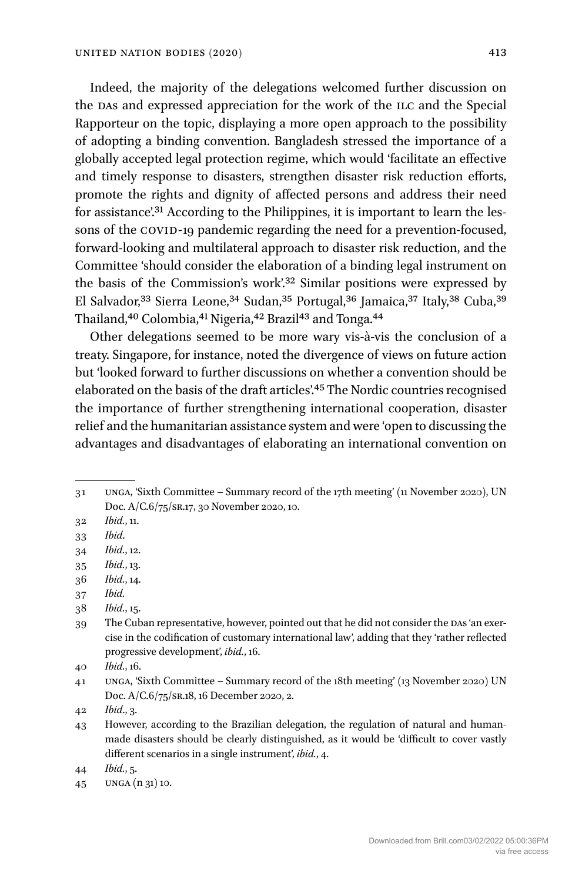Indeed, the majority of the delegations welcomed further discussion on the DAs and expressed appreciation for the work of the ILC and the Special Rapporteur on the topic, displaying a more open approach to the possibility of adopting a binding convention. Bangladesh stressed the importance of a globally accepted legal protection regime, which would 'facilitate an effective and timely response to disasters, strengthen disaster risk reduction efforts, promote the rights and dignity of affected persons and address their need for assistance'.[31] According to the Philippines, it is important to learn the lessons of the COVID-19 pandemic regarding the need for a prevention-focused, forward-looking and multilateral approach to disaster risk reduction, and the Committee 'should consider the elaboration of a binding legal instrument on the basis of the Commission's work'.[32] Similar positions were expressed by El Salvador,[33] Sierra Leone,[34] Sudan,[35] Portugal,[36] Jamaica,[37] Italy,[38] Cuba,[39] Thailand,[40] Colombia,[41] Nigeria,[42] Brazil[43] and Tonga.[44]

Other delegations seemed to be more wary vis-à-vis the conclusion of a treaty. Singapore, for instance, noted the divergence of views on future action but 'looked forward to further discussions on whether a convention should be elaborated on the basis of the draft articles'.[45] The Nordic countries recognised the importance of further strengthening international cooperation, disaster relief and the humanitarian assistance system and were 'open to discussing the advantages and disadvantages of elaborating an international convention on

---

31 UNGA, 'Sixth Committee – Summary record of the 17th meeting' (11 November 2020), UN Doc. A/C.6/75/SR.17, 30 November 2020, 10.

32 *Ibid.*, 11.

33 *Ibid.*

34 *Ibid.*, 12.

35 *Ibid.*, 13.

36 *Ibid.*, 14.

37 *Ibid.*

38 *Ibid.*, 15.

39 The Cuban representative, however, pointed out that he did not consider the DAs 'an exercise in the codification of customary international law', adding that they 'rather reflected progressive development', *ibid.*, 16.

40 *Ibid.*, 16.

41 UNGA, 'Sixth Committee – Summary record of the 18th meeting' (13 November 2020) UN Doc. A/C.6/75/SR.18, 16 December 2020, 2.

42 *Ibid.*, 3.

43 However, according to the Brazilian delegation, the regulation of natural and human-made disasters should be clearly distinguished, as it would be 'difficult to cover vastly different scenarios in a single instrument', *ibid.*, 4.

44 *Ibid.*, 5.

45 UNGA (n 31) 10.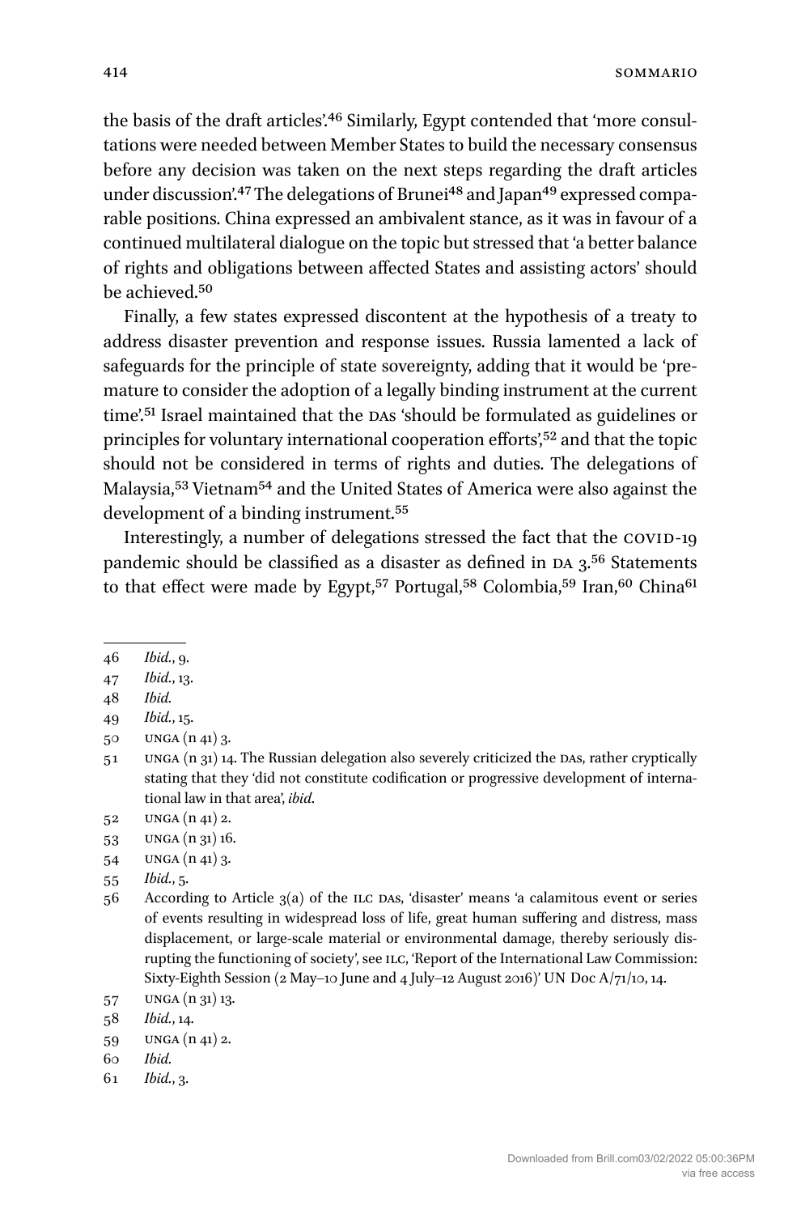the basis of the draft articles'.[46] Similarly, Egypt contended that 'more consultations were needed between Member States to build the necessary consensus before any decision was taken on the next steps regarding the draft articles under discussion'.[47] The delegations of Brunei[48] and Japan[49] expressed comparable positions. China expressed an ambivalent stance, as it was in favour of a continued multilateral dialogue on the topic but stressed that 'a better balance of rights and obligations between affected States and assisting actors' should be achieved.[50]

Finally, a few states expressed discontent at the hypothesis of a treaty to address disaster prevention and response issues. Russia lamented a lack of safeguards for the principle of state sovereignty, adding that it would be 'premature to consider the adoption of a legally binding instrument at the current time'.[51] Israel maintained that the DAs 'should be formulated as guidelines or principles for voluntary international cooperation efforts',[52] and that the topic should not be considered in terms of rights and duties. The delegations of Malaysia,[53] Vietnam[54] and the United States of America were also against the development of a binding instrument.[55]

Interestingly, a number of delegations stressed the fact that the COVID-19 pandemic should be classified as a disaster as defined in DA 3.[56] Statements to that effect were made by Egypt,[57] Portugal,[58] Colombia,[59] Iran,[60] China[61]

---

46 *Ibid.*, 9.

47 *Ibid.*, 13.

48 *Ibid.*

49 *Ibid.*, 15.

50 UNGA (n 41) 3.

51 UNGA (n 31) 14. The Russian delegation also severely criticized the DAs, rather cryptically stating that they 'did not constitute codification or progressive development of international law in that area', *ibid*.

52 UNGA (n 41) 2.

53 UNGA (n 31) 16.

54 UNGA (n 41) 3.

55 *Ibid.*, 5.

56 According to Article 3(a) of the ILC DAs, 'disaster' means 'a calamitous event or series of events resulting in widespread loss of life, great human suffering and distress, mass displacement, or large-scale material or environmental damage, thereby seriously disrupting the functioning of society', see ILC, 'Report of the International Law Commission: Sixty-Eighth Session (2 May–10 June and 4 July–12 August 2016)' UN Doc A/71/10, 14.

57 UNGA (n 31) 13.

58 *Ibid.*, 14.

59 UNGA (n 41) 2.

60 *Ibid.*

61 *Ibid.*, 3.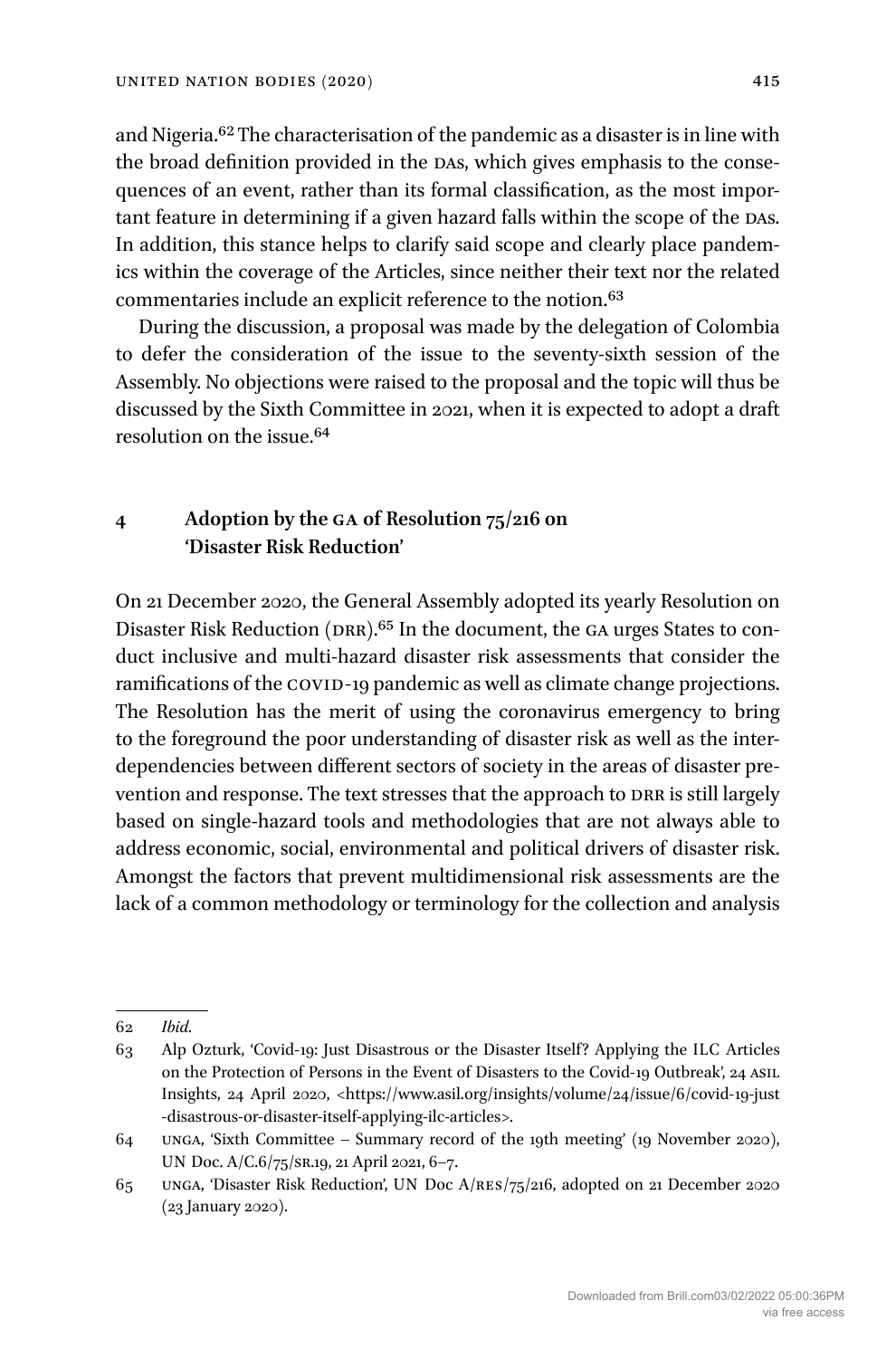and Nigeria.[62] The characterisation of the pandemic as a disaster is in line with the broad definition provided in the DAs, which gives emphasis to the consequences of an event, rather than its formal classification, as the most important feature in determining if a given hazard falls within the scope of the DAs. In addition, this stance helps to clarify said scope and clearly place pandemics within the coverage of the Articles, since neither their text nor the related commentaries include an explicit reference to the notion.[63]

During the discussion, a proposal was made by the delegation of Colombia to defer the consideration of the issue to the seventy-sixth session of the Assembly. No objections were raised to the proposal and the topic will thus be discussed by the Sixth Committee in 2021, when it is expected to adopt a draft resolution on the issue.[64]

## 4 Adoption by the GA of Resolution 75/216 on 'Disaster Risk Reduction'

On 21 December 2020, the General Assembly adopted its yearly Resolution on Disaster Risk Reduction (DRR).[65] In the document, the GA urges States to conduct inclusive and multi-hazard disaster risk assessments that consider the ramifications of the COVID-19 pandemic as well as climate change projections. The Resolution has the merit of using the coronavirus emergency to bring to the foreground the poor understanding of disaster risk as well as the interdependencies between different sectors of society in the areas of disaster prevention and response. The text stresses that the approach to DRR is still largely based on single-hazard tools and methodologies that are not always able to address economic, social, environmental and political drivers of disaster risk. Amongst the factors that prevent multidimensional risk assessments are the lack of a common methodology or terminology for the collection and analysis

---

62 *Ibid.*

63 Alp Ozturk, 'Covid-19: Just Disastrous or the Disaster Itself? Applying the ILC Articles on the Protection of Persons in the Event of Disasters to the Covid-19 Outbreak', 24 ASIL Insights, 24 April 2020, <https://www.asil.org/insights/volume/24/issue/6/covid-19-just-disastrous-or-disaster-itself-applying-ilc-articles>.

64 UNGA, 'Sixth Committee – Summary record of the 19th meeting' (19 November 2020), UN Doc. A/C.6/75/SR.19, 21 April 2021, 6–7.

65 UNGA, 'Disaster Risk Reduction', UN Doc A/RES/75/216, adopted on 21 December 2020 (23 January 2020).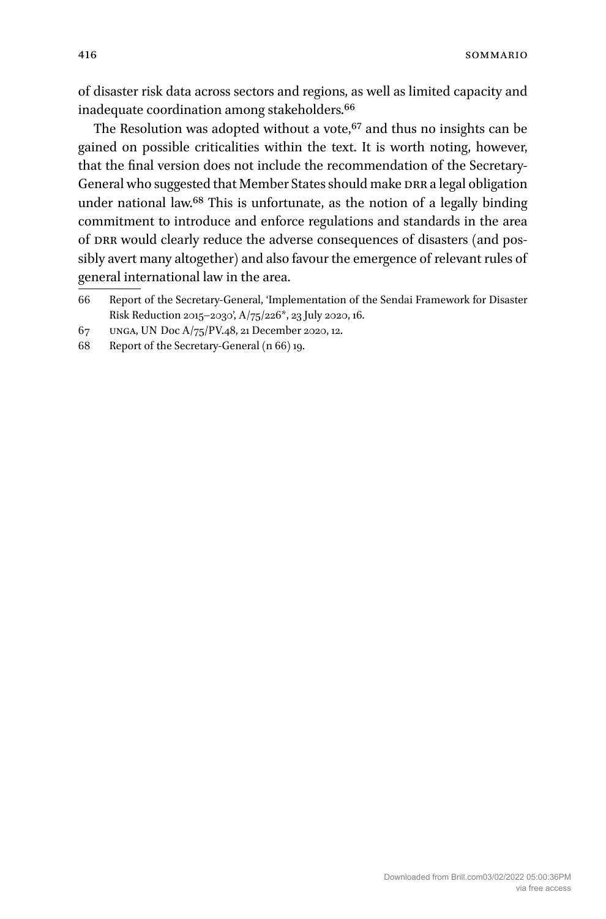of disaster risk data across sectors and regions, as well as limited capacity and inadequate coordination among stakeholders.[66]

The Resolution was adopted without a vote,[67] and thus no insights can be gained on possible criticalities within the text. It is worth noting, however, that the final version does not include the recommendation of the Secretary-General who suggested that Member States should make DRR a legal obligation under national law.[68] This is unfortunate, as the notion of a legally binding commitment to introduce and enforce regulations and standards in the area of DRR would clearly reduce the adverse consequences of disasters (and possibly avert many altogether) and also favour the emergence of relevant rules of general international law in the area.

66 Report of the Secretary-General, 'Implementation of the Sendai Framework for Disaster Risk Reduction 2015–2030', A/75/226*, 23 July 2020, 16.

67 UNGA, UN Doc A/75/PV.48, 21 December 2020, 12.

68 Report of the Secretary-General (n 66) 19.